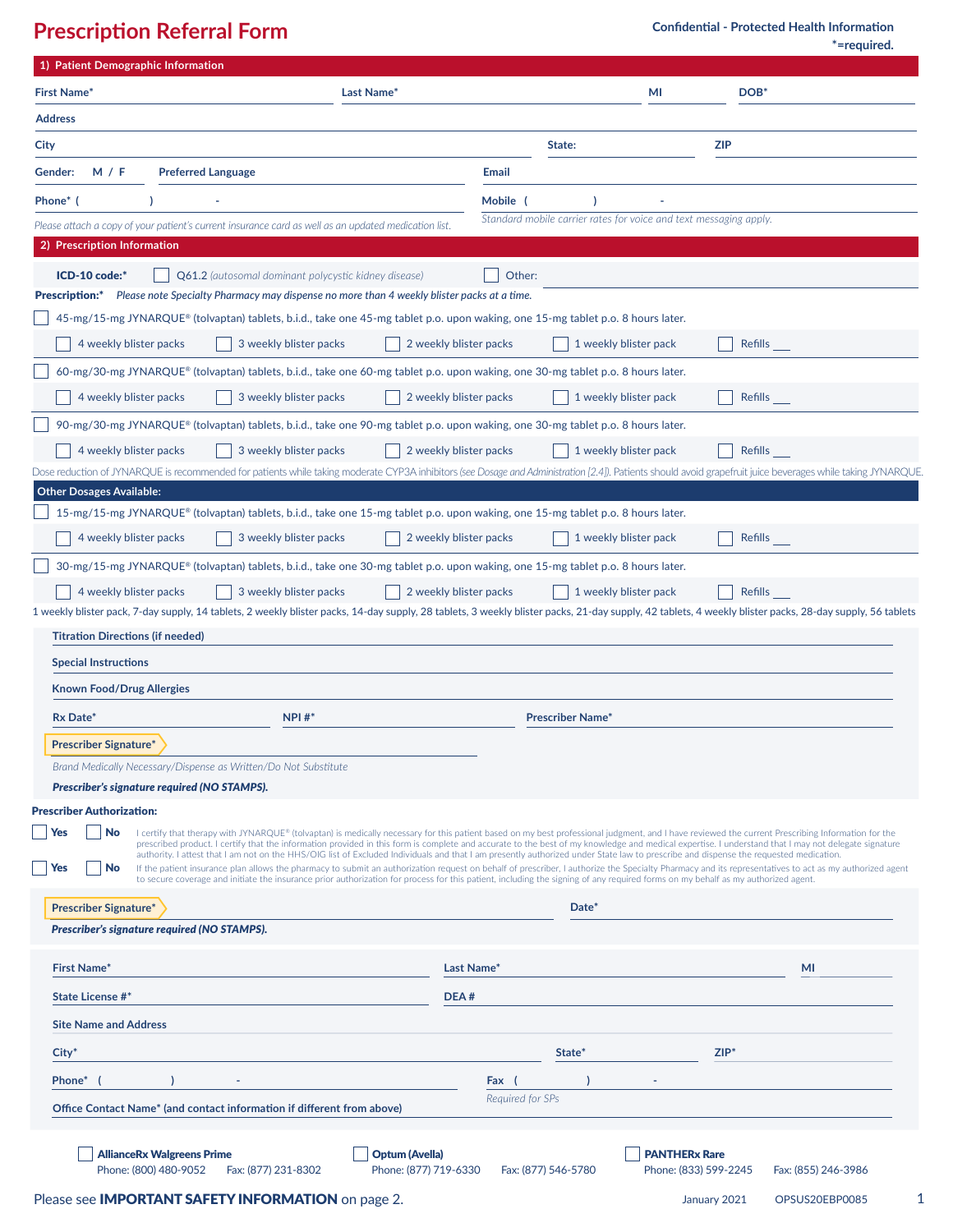# Prescription Referral Form

**Confidential - Protected Health Information**
***=required.**

## 1) Patient Demographic Information

**First Name*** ______ **Last Name*** ______ **MI** ______ **DOB*** ______

**Address** ______

**City** ______ **State:** ______ **ZIP** ______

**Gender:** M / F **Preferred Language** ______ **Email** ______

**Phone*** ( ) - ______ **Mobile** ( ) - ______

*Please attach a copy of your patient's current insurance card as well as an updated medication list.*

*Standard mobile carrier rates for voice and text messaging apply.*

## 2) Prescription Information

**ICD-10 code:*** ☐ Q61.2 *(autosomal dominant polycystic kidney disease)* ☐ Other: ______

**Prescription:*** *Please note Specialty Pharmacy may dispense no more than 4 weekly blister packs at a time.*

☐ 45-mg/15-mg JYNARQUE® (tolvaptan) tablets, b.i.d., take one 45-mg tablet p.o. upon waking, one 15-mg tablet p.o. 8 hours later.

☐ 4 weekly blister packs ☐ 3 weekly blister packs ☐ 2 weekly blister packs ☐ 1 weekly blister pack ☐ Refills ___

☐ 60-mg/30-mg JYNARQUE® (tolvaptan) tablets, b.i.d., take one 60-mg tablet p.o. upon waking, one 30-mg tablet p.o. 8 hours later.

☐ 4 weekly blister packs ☐ 3 weekly blister packs ☐ 2 weekly blister packs ☐ 1 weekly blister pack ☐ Refills ___

☐ 90-mg/30-mg JYNARQUE® (tolvaptan) tablets, b.i.d., take one 90-mg tablet p.o. upon waking, one 30-mg tablet p.o. 8 hours later.

☐ 4 weekly blister packs ☐ 3 weekly blister packs ☐ 2 weekly blister packs ☐ 1 weekly blister pack ☐ Refills ___

Dose reduction of JYNARQUE is recommended for patients while taking moderate CYP3A inhibitors *(see Dosage and Administration [2.4])*. Patients should avoid grapefruit juice beverages while taking JYNARQUE.

### Other Dosages Available:

☐ 15-mg/15-mg JYNARQUE® (tolvaptan) tablets, b.i.d., take one 15-mg tablet p.o. upon waking, one 15-mg tablet p.o. 8 hours later.

☐ 4 weekly blister packs ☐ 3 weekly blister packs ☐ 2 weekly blister packs ☐ 1 weekly blister pack ☐ Refills ___

☐ 30-mg/15-mg JYNARQUE® (tolvaptan) tablets, b.i.d., take one 30-mg tablet p.o. upon waking, one 15-mg tablet p.o. 8 hours later.

☐ 4 weekly blister packs ☐ 3 weekly blister packs ☐ 2 weekly blister packs ☐ 1 weekly blister pack ☐ Refills ___

1 weekly blister pack, 7-day supply, 14 tablets, 2 weekly blister packs, 14-day supply, 28 tablets, 3 weekly blister packs, 21-day supply, 42 tablets, 4 weekly blister packs, 28-day supply, 56 tablets

**Titration Directions (if needed)** ______

**Special Instructions** ______

**Known Food/Drug Allergies** ______

**Rx Date*** ______ **NPI #*** ______ **Prescriber Name*** ______

**Prescriber Signature*** ______

*Brand Medically Necessary/Dispense as Written/Do Not Substitute*

***Prescriber's signature required (NO STAMPS).***

**Prescriber Authorization:**

☐ **Yes** ☐ **No** I certify that therapy with JYNARQUE® (tolvaptan) is medically necessary for this patient based on my best professional judgment, and I have reviewed the current Prescribing Information for the prescribed product. I certify that the information provided in this form is complete and accurate to the best of my knowledge and medical expertise. I understand that I may not delegate signature authority. I attest that I am not on the HHS/OIG list of Excluded Individuals and that I am presently authorized under State law to prescribe and dispense the requested medication.

☐ **Yes** ☐ **No** If the patient insurance plan allows the pharmacy to submit an authorization request on behalf of prescriber, I authorize the Specialty Pharmacy and its representatives to act as my authorized agent to secure coverage and initiate the insurance prior authorization for process for this patient, including the signing of any required forms on my behalf as my authorized agent.

**Prescriber Signature*** ______ **Date*** ______

***Prescriber's signature required (NO STAMPS).***

**First Name*** ______ **Last Name*** ______ **MI** ______

**State License #*** ______ **DEA #** ______

**Site Name and Address** ______

**City*** ______ **State*** ______ **ZIP*** ______

**Phone*** ( ) - ______ **Fax** ( ) - ______

*Required for SPs*

**Office Contact Name* (and contact information if different from above)** ______

☐ **AllianceRx Walgreens Prime** Phone: (800) 480-9052 Fax: (877) 231-8302

☐ **Optum (Avella)** Phone: (877) 719-6330 Fax: (877) 546-5780

☐ **PANTHERx Rare** Phone: (833) 599-2245 Fax: (855) 246-3986

Please see **IMPORTANT SAFETY INFORMATION** on page 2.

January 2021 OPSUS20EBP0085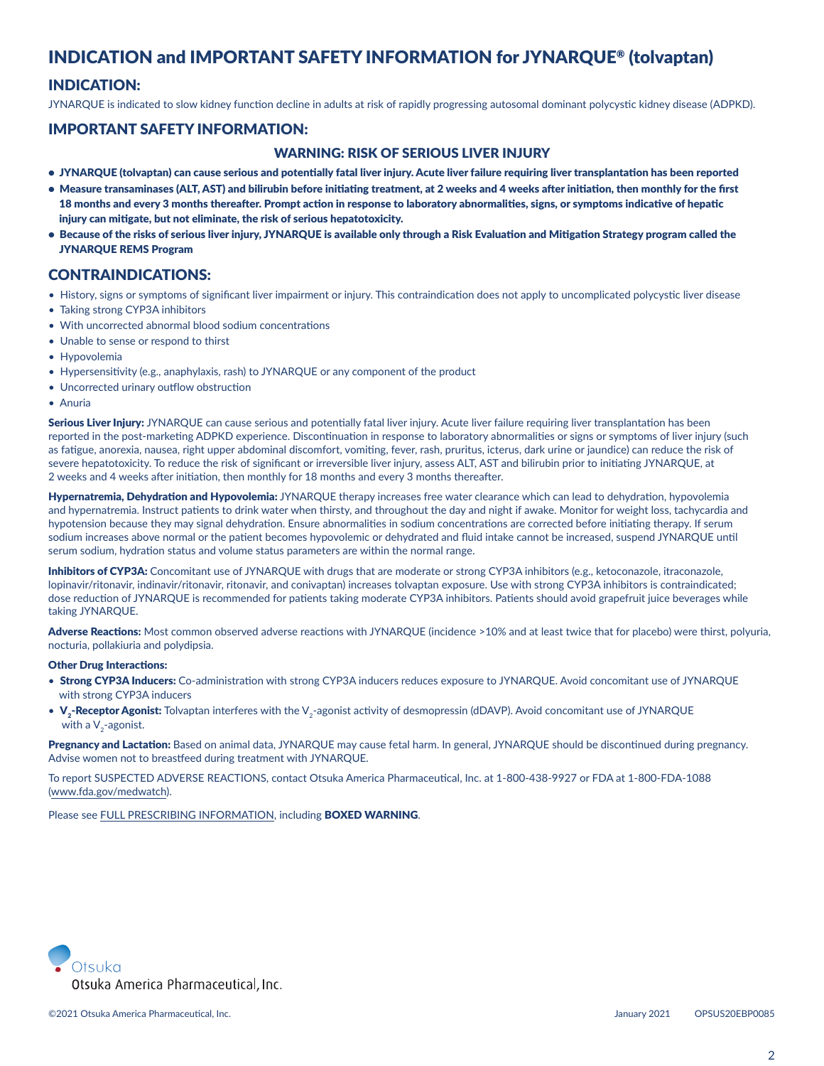# INDICATION and IMPORTANT SAFETY INFORMATION for JYNARQUE® (tolvaptan)

## INDICATION:

JYNARQUE is indicated to slow kidney function decline in adults at risk of rapidly progressing autosomal dominant polycystic kidney disease (ADPKD).

## IMPORTANT SAFETY INFORMATION:

### WARNING: RISK OF SERIOUS LIVER INJURY

- **JYNARQUE (tolvaptan) can cause serious and potentially fatal liver injury. Acute liver failure requiring liver transplantation has been reported**
- **Measure transaminases (ALT, AST) and bilirubin before initiating treatment, at 2 weeks and 4 weeks after initiation, then monthly for the first 18 months and every 3 months thereafter. Prompt action in response to laboratory abnormalities, signs, or symptoms indicative of hepatic injury can mitigate, but not eliminate, the risk of serious hepatotoxicity.**
- **Because of the risks of serious liver injury, JYNARQUE is available only through a Risk Evaluation and Mitigation Strategy program called the JYNARQUE REMS Program**

## CONTRAINDICATIONS:

- History, signs or symptoms of significant liver impairment or injury. This contraindication does not apply to uncomplicated polycystic liver disease
- Taking strong CYP3A inhibitors
- With uncorrected abnormal blood sodium concentrations
- Unable to sense or respond to thirst
- Hypovolemia
- Hypersensitivity (e.g., anaphylaxis, rash) to JYNARQUE or any component of the product
- Uncorrected urinary outflow obstruction
- Anuria

**Serious Liver Injury:** JYNARQUE can cause serious and potentially fatal liver injury. Acute liver failure requiring liver transplantation has been reported in the post-marketing ADPKD experience. Discontinuation in response to laboratory abnormalities or signs or symptoms of liver injury (such as fatigue, anorexia, nausea, right upper abdominal discomfort, vomiting, fever, rash, pruritus, icterus, dark urine or jaundice) can reduce the risk of severe hepatotoxicity. To reduce the risk of significant or irreversible liver injury, assess ALT, AST and bilirubin prior to initiating JYNARQUE, at 2 weeks and 4 weeks after initiation, then monthly for 18 months and every 3 months thereafter.

**Hypernatremia, Dehydration and Hypovolemia:** JYNARQUE therapy increases free water clearance which can lead to dehydration, hypovolemia and hypernatremia. Instruct patients to drink water when thirsty, and throughout the day and night if awake. Monitor for weight loss, tachycardia and hypotension because they may signal dehydration. Ensure abnormalities in sodium concentrations are corrected before initiating therapy. If serum sodium increases above normal or the patient becomes hypovolemic or dehydrated and fluid intake cannot be increased, suspend JYNARQUE until serum sodium, hydration status and volume status parameters are within the normal range.

**Inhibitors of CYP3A:** Concomitant use of JYNARQUE with drugs that are moderate or strong CYP3A inhibitors (e.g., ketoconazole, itraconazole, lopinavir/ritonavir, indinavir/ritonavir, ritonavir, and conivaptan) increases tolvaptan exposure. Use with strong CYP3A inhibitors is contraindicated; dose reduction of JYNARQUE is recommended for patients taking moderate CYP3A inhibitors. Patients should avoid grapefruit juice beverages while taking JYNARQUE.

**Adverse Reactions:** Most common observed adverse reactions with JYNARQUE (incidence >10% and at least twice that for placebo) were thirst, polyuria, nocturia, pollakiuria and polydipsia.

**Other Drug Interactions:**

- **Strong CYP3A Inducers:** Co-administration with strong CYP3A inducers reduces exposure to JYNARQUE. Avoid concomitant use of JYNARQUE with strong CYP3A inducers
- **$V_2$-Receptor Agonist:** Tolvaptan interferes with the $V_2$-agonist activity of desmopressin (dDAVP). Avoid concomitant use of JYNARQUE with a $V_2$-agonist.

**Pregnancy and Lactation:** Based on animal data, JYNARQUE may cause fetal harm. In general, JYNARQUE should be discontinued during pregnancy. Advise women not to breastfeed during treatment with JYNARQUE.

To report SUSPECTED ADVERSE REACTIONS, contact Otsuka America Pharmaceutical, Inc. at 1-800-438-9927 or FDA at 1-800-FDA-1088 (www.fda.gov/medwatch).

Please see FULL PRESCRIBING INFORMATION, including **BOXED WARNING**.

Otsuka

Otsuka America Pharmaceutical, Inc.

©2021 Otsuka America Pharmaceutical, Inc. January 2021 OPSUS20EBP0085